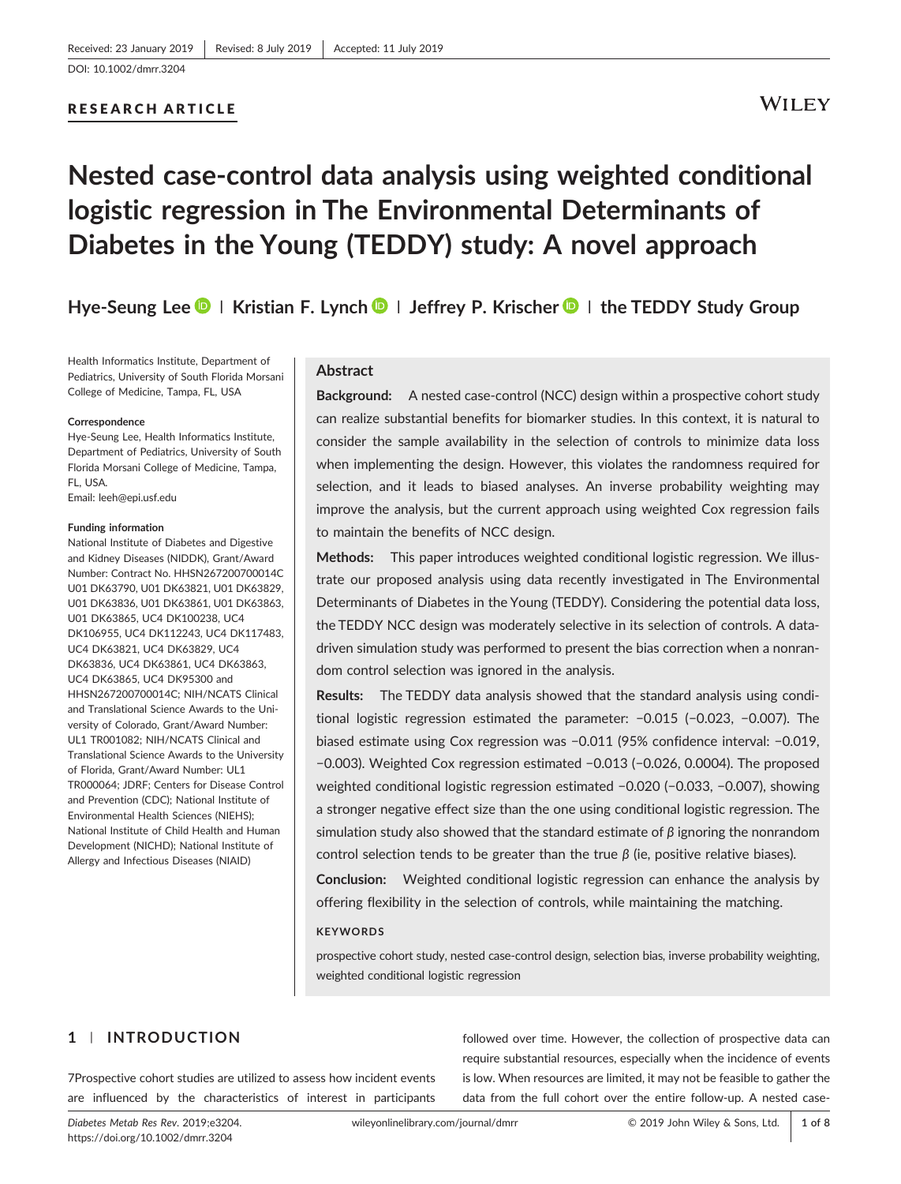Received: 23 January 2019 | Revised: 8 July 2019 | Accepted: 11 July 2019

DOI: 10.1002/dmrr.3204

RESEARCH ARTICLE

# Nested case-control data analysis using weighted conditional logistic regression in The Environmental Determinants of Diabetes in the Young (TEDDY) study: A novel approach

**Hye-Seung Lee | Kristian F. Lynch | Jeffrey P. Krischer | the TEDDY Study Group**

Health Informatics Institute, Department of Pediatrics, University of South Florida Morsani College of Medicine, Tampa, FL, USA

**Correspondence**
Hye-Seung Lee, Health Informatics Institute, Department of Pediatrics, University of South Florida Morsani College of Medicine, Tampa, FL, USA.
Email: leeh@epi.usf.edu

**Funding information**
National Institute of Diabetes and Digestive and Kidney Diseases (NIDDK), Grant/Award Number: Contract No. HHSN267200700014C U01 DK63790, U01 DK63821, U01 DK63829, U01 DK63836, U01 DK63861, U01 DK63863, U01 DK63865, UC4 DK100238, UC4 DK106955, UC4 DK112243, UC4 DK117483, UC4 DK63821, UC4 DK63829, UC4 DK63836, UC4 DK63861, UC4 DK63863, UC4 DK63865, UC4 DK95300 and HHSN267200700014C; NIH/NCATS Clinical and Translational Science Awards to the University of Colorado, Grant/Award Number: UL1 TR001082; NIH/NCATS Clinical and Translational Science Awards to the University of Florida, Grant/Award Number: UL1 TR000064; JDRF; Centers for Disease Control and Prevention (CDC); National Institute of Environmental Health Sciences (NIEHS); National Institute of Child Health and Human Development (NICHD); National Institute of Allergy and Infectious Diseases (NIAID)

## Abstract

**Background:** A nested case-control (NCC) design within a prospective cohort study can realize substantial benefits for biomarker studies. In this context, it is natural to consider the sample availability in the selection of controls to minimize data loss when implementing the design. However, this violates the randomness required for selection, and it leads to biased analyses. An inverse probability weighting may improve the analysis, but the current approach using weighted Cox regression fails to maintain the benefits of NCC design.

**Methods:** This paper introduces weighted conditional logistic regression. We illustrate our proposed analysis using data recently investigated in The Environmental Determinants of Diabetes in the Young (TEDDY). Considering the potential data loss, the TEDDY NCC design was moderately selective in its selection of controls. A data-driven simulation study was performed to present the bias correction when a nonrandom control selection was ignored in the analysis.

**Results:** The TEDDY data analysis showed that the standard analysis using conditional logistic regression estimated the parameter: −0.015 (−0.023, −0.007). The biased estimate using Cox regression was −0.011 (95% confidence interval: −0.019, −0.003). Weighted Cox regression estimated −0.013 (−0.026, 0.0004). The proposed weighted conditional logistic regression estimated −0.020 (−0.033, −0.007), showing a stronger negative effect size than the one using conditional logistic regression. The simulation study also showed that the standard estimate of $\beta$ ignoring the nonrandom control selection tends to be greater than the true $\beta$ (ie, positive relative biases).

**Conclusion:** Weighted conditional logistic regression can enhance the analysis by offering flexibility in the selection of controls, while maintaining the matching.

**KEYWORDS**

prospective cohort study, nested case-control design, selection bias, inverse probability weighting, weighted conditional logistic regression

## 1 | INTRODUCTION

7Prospective cohort studies are utilized to assess how incident events are influenced by the characteristics of interest in participants followed over time. However, the collection of prospective data can require substantial resources, especially when the incidence of events is low. When resources are limited, it may not be feasible to gather the data from the full cohort over the entire follow-up. A nested case-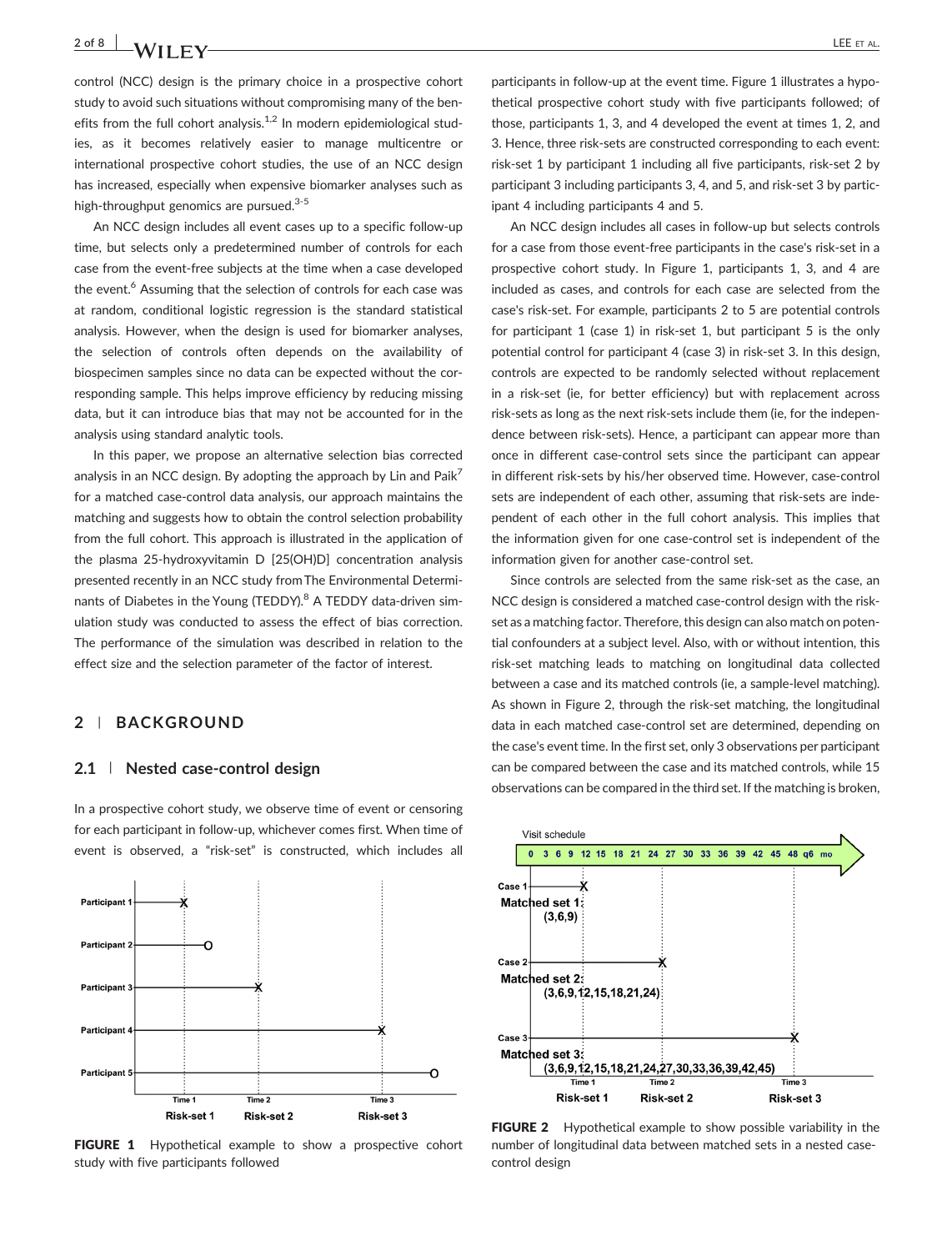control (NCC) design is the primary choice in a prospective cohort study to avoid such situations without compromising many of the benefits from the full cohort analysis.[1,2] In modern epidemiological studies, as it becomes relatively easier to manage multicentre or international prospective cohort studies, the use of an NCC design has increased, especially when expensive biomarker analyses such as high-throughput genomics are pursued.[3-5]

An NCC design includes all event cases up to a specific follow-up time, but selects only a predetermined number of controls for each case from the event-free subjects at the time when a case developed the event.[6] Assuming that the selection of controls for each case was at random, conditional logistic regression is the standard statistical analysis. However, when the design is used for biomarker analyses, the selection of controls often depends on the availability of biospecimen samples since no data can be expected without the corresponding sample. This helps improve efficiency by reducing missing data, but it can introduce bias that may not be accounted for in the analysis using standard analytic tools.

In this paper, we propose an alternative selection bias corrected analysis in an NCC design. By adopting the approach by Lin and Paik[7] for a matched case-control data analysis, our approach maintains the matching and suggests how to obtain the control selection probability from the full cohort. This approach is illustrated in the application of the plasma 25-hydroxyvitamin D [25(OH)D] concentration analysis presented recently in an NCC study from The Environmental Determinants of Diabetes in the Young (TEDDY).[8] A TEDDY data-driven simulation study was conducted to assess the effect of bias correction. The performance of the simulation was described in relation to the effect size and the selection parameter of the factor of interest.

## 2 | BACKGROUND

### 2.1 | Nested case-control design

In a prospective cohort study, we observe time of event or censoring for each participant in follow-up, whichever comes first. When time of event is observed, a "risk-set" is constructed, which includes all participants in follow-up at the event time. Figure 1 illustrates a hypothetical prospective cohort study with five participants followed; of those, participants 1, 3, and 4 developed the event at times 1, 2, and 3. Hence, three risk-sets are constructed corresponding to each event: risk-set 1 by participant 1 including all five participants, risk-set 2 by participant 3 including participants 3, 4, and 5, and risk-set 3 by participant 4 including participants 4 and 5.

FIGURE 1 Hypothetical example to show a prospective cohort study with five participants followed

An NCC design includes all cases in follow-up but selects controls for a case from those event-free participants in the case's risk-set in a prospective cohort study. In Figure 1, participants 1, 3, and 4 are included as cases, and controls for each case are selected from the case's risk-set. For example, participants 2 to 5 are potential controls for participant 1 (case 1) in risk-set 1, but participant 5 is the only potential control for participant 4 (case 3) in risk-set 3. In this design, controls are expected to be randomly selected without replacement in a risk-set (ie, for better efficiency) but with replacement across risk-sets as long as the next risk-sets include them (ie, for the independence between risk-sets). Hence, a participant can appear more than once in different case-control sets since the participant can appear in different risk-sets by his/her observed time. However, case-control sets are independent of each other, assuming that risk-sets are independent of each other in the full cohort analysis. This implies that the information given for one case-control set is independent of the information given for another case-control set.

Since controls are selected from the same risk-set as the case, an NCC design is considered a matched case-control design with the risk-set as a matching factor. Therefore, this design can also match on potential confounders at a subject level. Also, with or without intention, this risk-set matching leads to matching on longitudinal data collected between a case and its matched controls (ie, a sample-level matching). As shown in Figure 2, through the risk-set matching, the longitudinal data in each matched case-control set are determined, depending on the case's event time. In the first set, only 3 observations per participant can be compared between the case and its matched controls, while 15 observations can be compared in the third set. If the matching is broken,

FIGURE 2 Hypothetical example to show possible variability in the number of longitudinal data between matched sets in a nested case-control design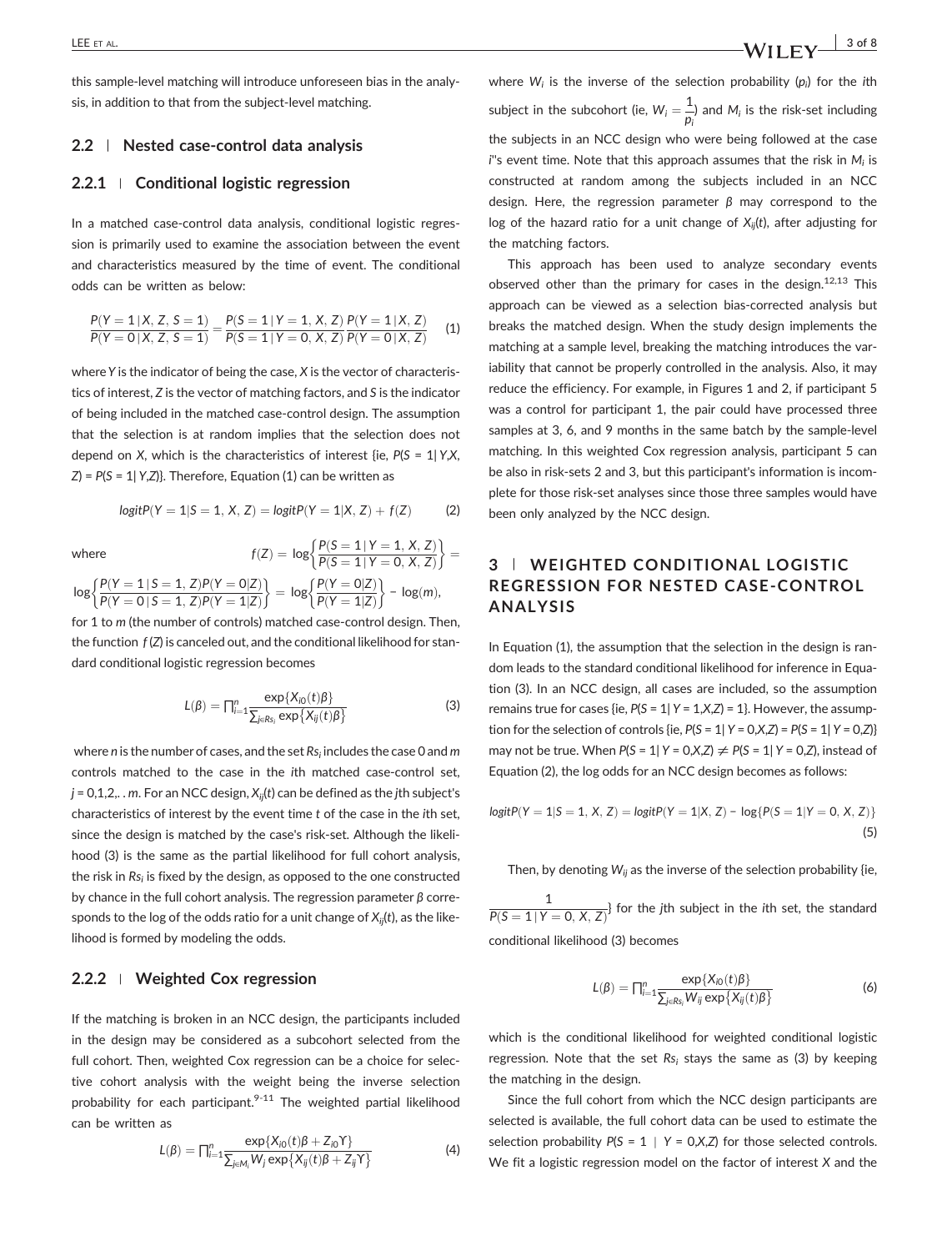this sample-level matching will introduce unforeseen bias in the analysis, in addition to that from the subject-level matching.

### 2.2 | Nested case-control data analysis

#### 2.2.1 | Conditional logistic regression

In a matched case-control data analysis, conditional logistic regression is primarily used to examine the association between the event and characteristics measured by the time of event. The conditional odds can be written as below:

$$\frac{P(Y=1\,|\,X,\,Z,\,S=1)}{P(Y=0\,|\,X,\,Z,\,S=1)}=\frac{P(S=1\,|\,Y=1,\,X,\,Z)}{P(S=1\,|\,Y=0,\,X,\,Z)}\frac{P(Y=1\,|\,X,Z)}{P(Y=0\,|\,X,Z)} \tag{1}$$

where $Y$ is the indicator of being the case, $X$ is the vector of characteristics of interest, $Z$ is the vector of matching factors, and $S$ is the indicator of being included in the matched case-control design. The assumption that the selection is at random implies that the selection does not depend on $X$, which is the characteristics of interest {ie, $P(S = 1| Y,X, Z) = P(S = 1| Y,Z)$}. Therefore, Equation (1) can be written as

$$logitP(Y=1|S=1,\,X,\,Z)=logitP(Y=1|X,\,Z)+f(Z) \tag{2}$$

where $f(Z)=\log\left\{\frac{P(S=1\,|\,Y=1,\,X,\,Z)}{P(S=1\,|\,Y=0,\,X,\,Z)}\right\}=\log\left\{\frac{P(Y=1\,|\,S=1,\,Z)P(Y=0|Z)}{P(Y=0\,|\,S=1,\,Z)P(Y=1|Z)}\right\}=\log\left\{\frac{P(Y=0|Z)}{P(Y=1|Z)}\right\}-\log(m),$

for 1 to $m$ (the number of controls) matched case-control design. Then, the function $f(Z)$ is canceled out, and the conditional likelihood for standard conditional logistic regression becomes

$$L(\beta)=\prod_{i=1}^{n}\frac{\exp\{X_{i0}(t)\beta\}}{\sum_{j\in Rs_i}\exp\{X_{ij}(t)\beta\}} \tag{3}$$

where $n$ is the number of cases, and the set $Rs_i$ includes the case 0 and $m$ controls matched to the case in the $i$th matched case-control set, $j = 0,1,2,..m$. For an NCC design, $X_{ij}(t)$ can be defined as the $j$th subject's characteristics of interest by the event time $t$ of the case in the $i$th set, since the design is matched by the case's risk-set. Although the likelihood (3) is the same as the partial likelihood for full cohort analysis, the risk in $Rs_i$ is fixed by the design, as opposed to the one constructed by chance in the full cohort analysis. The regression parameter $\beta$ corresponds to the log of the odds ratio for a unit change of $X_{ij}(t)$, as the likelihood is formed by modeling the odds.

#### 2.2.2 | Weighted Cox regression

If the matching is broken in an NCC design, the participants included in the design may be considered as a subcohort selected from the full cohort. Then, weighted Cox regression can be a choice for selective cohort analysis with the weight being the inverse selection probability for each participant.[9-11] The weighted partial likelihood can be written as

$$L(\beta)=\prod_{i=1}^{n}\frac{\exp\{X_{i0}(t)\beta+Z_{i0}\Upsilon\}}{\sum_{j\in M_i}W_j\exp\{X_{ij}(t)\beta+Z_{ij}\Upsilon\}} \tag{4}$$

where $W_i$ is the inverse of the selection probability ($p_i$) for the $i$th subject in the subcohort (ie, $W_i=\frac{1}{p_i}$) and $M_i$ is the risk-set including the subjects in an NCC design who were being followed at the case $i$"s event time. Note that this approach assumes that the risk in $M_i$ is constructed at random among the subjects included in an NCC design. Here, the regression parameter $\beta$ may correspond to the log of the hazard ratio for a unit change of $X_{ij}(t)$, after adjusting for the matching factors.

This approach has been used to analyze secondary events observed other than the primary for cases in the design.[12,13] This approach can be viewed as a selection bias-corrected analysis but breaks the matched design. When the study design implements the matching at a sample level, breaking the matching introduces the variability that cannot be properly controlled in the analysis. Also, it may reduce the efficiency. For example, in Figures 1 and 2, if participant 5 was a control for participant 1, the pair could have processed three samples at 3, 6, and 9 months in the same batch by the sample-level matching. In this weighted Cox regression analysis, participant 5 can be also in risk-sets 2 and 3, but this participant's information is incomplete for those risk-set analyses since those three samples would have been only analyzed by the NCC design.

## 3 | WEIGHTED CONDITIONAL LOGISTIC REGRESSION FOR NESTED CASE-CONTROL ANALYSIS

In Equation (1), the assumption that the selection in the design is random leads to the standard conditional likelihood for inference in Equation (3). In an NCC design, all cases are included, so the assumption remains true for cases {ie, $P(S = 1| Y = 1,X,Z) = 1$}. However, the assumption for the selection of controls {ie, $P(S = 1| Y = 0,X,Z) = P(S = 1| Y = 0,Z)$} may not be true. When $P(S = 1| Y = 0,X,Z) \neq P(S = 1| Y = 0,Z)$, instead of Equation (2), the log odds for an NCC design becomes as follows:

$$logitP(Y=1|S=1,\,X,\,Z)=logitP(Y=1|X,\,Z)-\log\{P(S=1|Y=0,\,X,\,Z)\} \tag{5}$$

Then, by denoting $W_{ij}$ as the inverse of the selection probability {ie, $\frac{1}{P(S=1\,|\,Y=0,\,X,\,Z)}$} for the $j$th subject in the $i$th set, the standard conditional likelihood (3) becomes

$$L(\beta)=\prod_{i=1}^{n}\frac{\exp\{X_{i0}(t)\beta\}}{\sum_{j\in Rs_i}W_{ij}\exp\{X_{ij}(t)\beta\}} \tag{6}$$

which is the conditional likelihood for weighted conditional logistic regression. Note that the set $Rs_i$ stays the same as (3) by keeping the matching in the design.

Since the full cohort from which the NCC design participants are selected is available, the full cohort data can be used to estimate the selection probability $P(S = 1 \mid Y = 0,X,Z)$ for those selected controls. We fit a logistic regression model on the factor of interest $X$ and the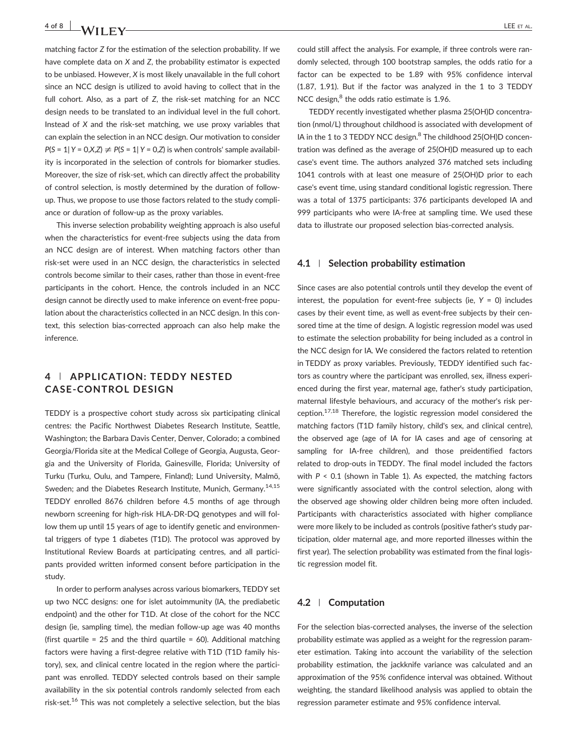matching factor $Z$ for the estimation of the selection probability. If we have complete data on $X$ and $Z$, the probability estimator is expected to be unbiased. However, $X$ is most likely unavailable in the full cohort since an NCC design is utilized to avoid having to collect that in the full cohort. Also, as a part of $Z$, the risk-set matching for an NCC design needs to be translated to an individual level in the full cohort. Instead of $X$ and the risk-set matching, we use proxy variables that can explain the selection in an NCC design. Our motivation to consider $P(S = 1| Y = 0, X, Z) \neq P(S = 1| Y = 0, Z)$ is when controls' sample availability is incorporated in the selection of controls for biomarker studies. Moreover, the size of risk-set, which can directly affect the probability of control selection, is mostly determined by the duration of follow-up. Thus, we propose to use those factors related to the study compliance or duration of follow-up as the proxy variables.

This inverse selection probability weighting approach is also useful when the characteristics for event-free subjects using the data from an NCC design are of interest. When matching factors other than risk-set were used in an NCC design, the characteristics in selected controls become similar to their cases, rather than those in event-free participants in the cohort. Hence, the controls included in an NCC design cannot be directly used to make inference on event-free population about the characteristics collected in an NCC design. In this context, this selection bias-corrected approach can also help make the inference.

## 4 | APPLICATION: TEDDY NESTED CASE-CONTROL DESIGN

TEDDY is a prospective cohort study across six participating clinical centres: the Pacific Northwest Diabetes Research Institute, Seattle, Washington; the Barbara Davis Center, Denver, Colorado; a combined Georgia/Florida site at the Medical College of Georgia, Augusta, Georgia and the University of Florida, Gainesville, Florida; University of Turku (Turku, Oulu, and Tampere, Finland); Lund University, Malmö, Sweden; and the Diabetes Research Institute, Munich, Germany.[14,15] TEDDY enrolled 8676 children before 4.5 months of age through newborn screening for high-risk HLA-DR-DQ genotypes and will follow them up until 15 years of age to identify genetic and environmental triggers of type 1 diabetes (T1D). The protocol was approved by Institutional Review Boards at participating centres, and all participants provided written informed consent before participation in the study.

In order to perform analyses across various biomarkers, TEDDY set up two NCC designs: one for islet autoimmunity (IA, the prediabetic endpoint) and the other for T1D. At close of the cohort for the NCC design (ie, sampling time), the median follow-up age was 40 months (first quartile = 25 and the third quartile = 60). Additional matching factors were having a first-degree relative with T1D (T1D family history), sex, and clinical centre located in the region where the participant was enrolled. TEDDY selected controls based on their sample availability in the six potential controls randomly selected from each risk-set.[16] This was not completely a selective selection, but the bias could still affect the analysis. For example, if three controls were randomly selected, through 100 bootstrap samples, the odds ratio for a factor can be expected to be 1.89 with 95% confidence interval (1.87, 1.91). But if the factor was analyzed in the 1 to 3 TEDDY NCC design,[8] the odds ratio estimate is 1.96.

TEDDY recently investigated whether plasma 25(OH)D concentration (nmol/L) throughout childhood is associated with development of IA in the 1 to 3 TEDDY NCC design.[8] The childhood 25(OH)D concentration was defined as the average of 25(OH)D measured up to each case's event time. The authors analyzed 376 matched sets including 1041 controls with at least one measure of 25(OH)D prior to each case's event time, using standard conditional logistic regression. There was a total of 1375 participants: 376 participants developed IA and 999 participants who were IA-free at sampling time. We used these data to illustrate our proposed selection bias-corrected analysis.

### 4.1 | Selection probability estimation

Since cases are also potential controls until they develop the event of interest, the population for event-free subjects (ie, $Y = 0$) includes cases by their event time, as well as event-free subjects by their censored time at the time of design. A logistic regression model was used to estimate the selection probability for being included as a control in the NCC design for IA. We considered the factors related to retention in TEDDY as proxy variables. Previously, TEDDY identified such factors as country where the participant was enrolled, sex, illness experienced during the first year, maternal age, father's study participation, maternal lifestyle behaviours, and accuracy of the mother's risk perception.[17,18] Therefore, the logistic regression model considered the matching factors (T1D family history, child's sex, and clinical centre), the observed age (age of IA for IA cases and age of censoring at sampling for IA-free children), and those preidentified factors related to drop-outs in TEDDY. The final model included the factors with $P < 0.1$ (shown in Table 1). As expected, the matching factors were significantly associated with the control selection, along with the observed age showing older children being more often included. Participants with characteristics associated with higher compliance were more likely to be included as controls (positive father's study participation, older maternal age, and more reported illnesses within the first year). The selection probability was estimated from the final logistic regression model fit.

### 4.2 | Computation

For the selection bias-corrected analyses, the inverse of the selection probability estimate was applied as a weight for the regression parameter estimation. Taking into account the variability of the selection probability estimation, the jackknife variance was calculated and an approximation of the 95% confidence interval was obtained. Without weighting, the standard likelihood analysis was applied to obtain the regression parameter estimate and 95% confidence interval.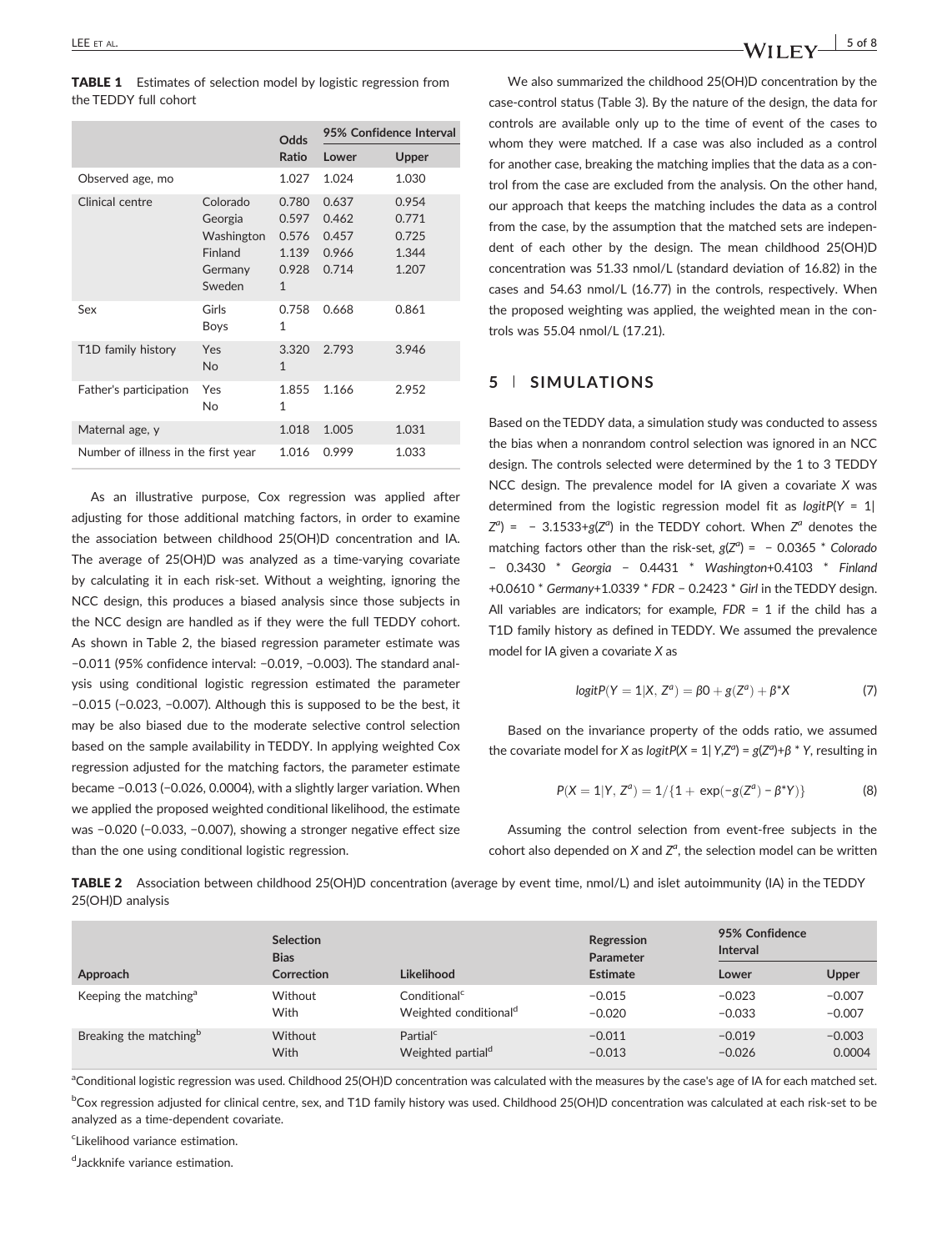**TABLE 1** Estimates of selection model by logistic regression from the TEDDY full cohort

| | | Odds Ratio | 95% Confidence Interval | |
|---|---|---|---|---|
| | | | Lower | Upper |
| Observed age, mo | | 1.027 | 1.024 | 1.030 |
| Clinical centre | Colorado | 0.780 | 0.637 | 0.954 |
| | Georgia | 0.597 | 0.462 | 0.771 |
| | Washington | 0.576 | 0.457 | 0.725 |
| | Finland | 1.139 | 0.966 | 1.344 |
| | Germany | 0.928 | 0.714 | 1.207 |
| | Sweden | 1 | | |
| Sex | Girls | 0.758 | 0.668 | 0.861 |
| | Boys | 1 | | |
| T1D family history | Yes | 3.320 | 2.793 | 3.946 |
| | No | 1 | | |
| Father's participation | Yes | 1.855 | 1.166 | 2.952 |
| | No | 1 | | |
| Maternal age, y | | 1.018 | 1.005 | 1.031 |
| Number of illness in the first year | | 1.016 | 0.999 | 1.033 |

As an illustrative purpose, Cox regression was applied after adjusting for those additional matching factors, in order to examine the association between childhood 25(OH)D concentration and IA. The average of 25(OH)D was analyzed as a time-varying covariate by calculating it in each risk-set. Without a weighting, ignoring the NCC design, this produces a biased analysis since those subjects in the NCC design are handled as if they were the full TEDDY cohort. As shown in Table 2, the biased regression parameter estimate was −0.011 (95% confidence interval: −0.019, −0.003). The standard analysis using conditional logistic regression estimated the parameter −0.015 (−0.023, −0.007). Although this is supposed to be the best, it may be also biased due to the moderate selective control selection based on the sample availability in TEDDY. In applying weighted Cox regression adjusted for the matching factors, the parameter estimate became −0.013 (−0.026, 0.0004), with a slightly larger variation. When we applied the proposed weighted conditional likelihood, the estimate was −0.020 (−0.033, −0.007), showing a stronger negative effect size than the one using conditional logistic regression.

We also summarized the childhood 25(OH)D concentration by the case-control status (Table 3). By the nature of the design, the data for controls are available only up to the time of event of the cases to whom they were matched. If a case was also included as a control for another case, breaking the matching implies that the data as a control from the case are excluded from the analysis. On the other hand, our approach that keeps the matching includes the data as a control from the case, by the assumption that the matched sets are independent of each other by the design. The mean childhood 25(OH)D concentration was 51.33 nmol/L (standard deviation of 16.82) in the cases and 54.63 nmol/L (16.77) in the controls, respectively. When the proposed weighting was applied, the weighted mean in the controls was 55.04 nmol/L (17.21).

## 5 | SIMULATIONS

Based on the TEDDY data, a simulation study was conducted to assess the bias when a nonrandom control selection was ignored in an NCC design. The controls selected were determined by the 1 to 3 TEDDY NCC design. The prevalence model for IA given a covariate $X$ was determined from the logistic regression model fit as $logitP(Y = 1|Z^a) = -3.1533 + g(Z^a)$ in the TEDDY cohort. When $Z^a$ denotes the matching factors other than the risk-set, $g(Z^a) = -0.0365 * Colorado - 0.3430 * Georgia - 0.4431 * Washington + 0.4103 * Finland + 0.0610 * Germany + 1.0339 * FDR - 0.2423 * Girl$ in the TEDDY design. All variables are indicators; for example, $FDR = 1$ if the child has a T1D family history as defined in TEDDY. We assumed the prevalence model for IA given a covariate $X$ as

$$logitP(Y = 1|X, Z^a) = \beta 0 + g(Z^a) + \beta^* X \tag{7}$$

Based on the invariance property of the odds ratio, we assumed the covariate model for $X$ as $logitP(X = 1| Y, Z^a) = g(Z^a) + \beta * Y$, resulting in

$$P(X = 1|Y, Z^a) = 1/\{1 + \exp(-g(Z^a) - \beta^* Y)\} \tag{8}$$

Assuming the control selection from event-free subjects in the cohort also depended on $X$ and $Z^a$, the selection model can be written

**TABLE 2** Association between childhood 25(OH)D concentration (average by event time, nmol/L) and islet autoimmunity (IA) in the TEDDY 25(OH)D analysis

| Approach | Selection Bias Correction | Likelihood | Regression Parameter Estimate | 95% Confidence Interval | |
|---|---|---|---|---|---|
| | | | | Lower | Upper |
| Keeping the matching[a] | Without | Conditional[c] | −0.015 | −0.023 | −0.007 |
| | With | Weighted conditional[d] | −0.020 | −0.033 | −0.007 |
| Breaking the matching[b] | Without | Partial[c] | −0.011 | −0.019 | −0.003 |
| | With | Weighted partial[d] | −0.013 | −0.026 | 0.0004 |

[a]Conditional logistic regression was used. Childhood 25(OH)D concentration was calculated with the measures by the case's age of IA for each matched set.

[b]Cox regression adjusted for clinical centre, sex, and T1D family history was used. Childhood 25(OH)D concentration was calculated at each risk-set to be analyzed as a time-dependent covariate.

[c]Likelihood variance estimation.

[d]Jackknife variance estimation.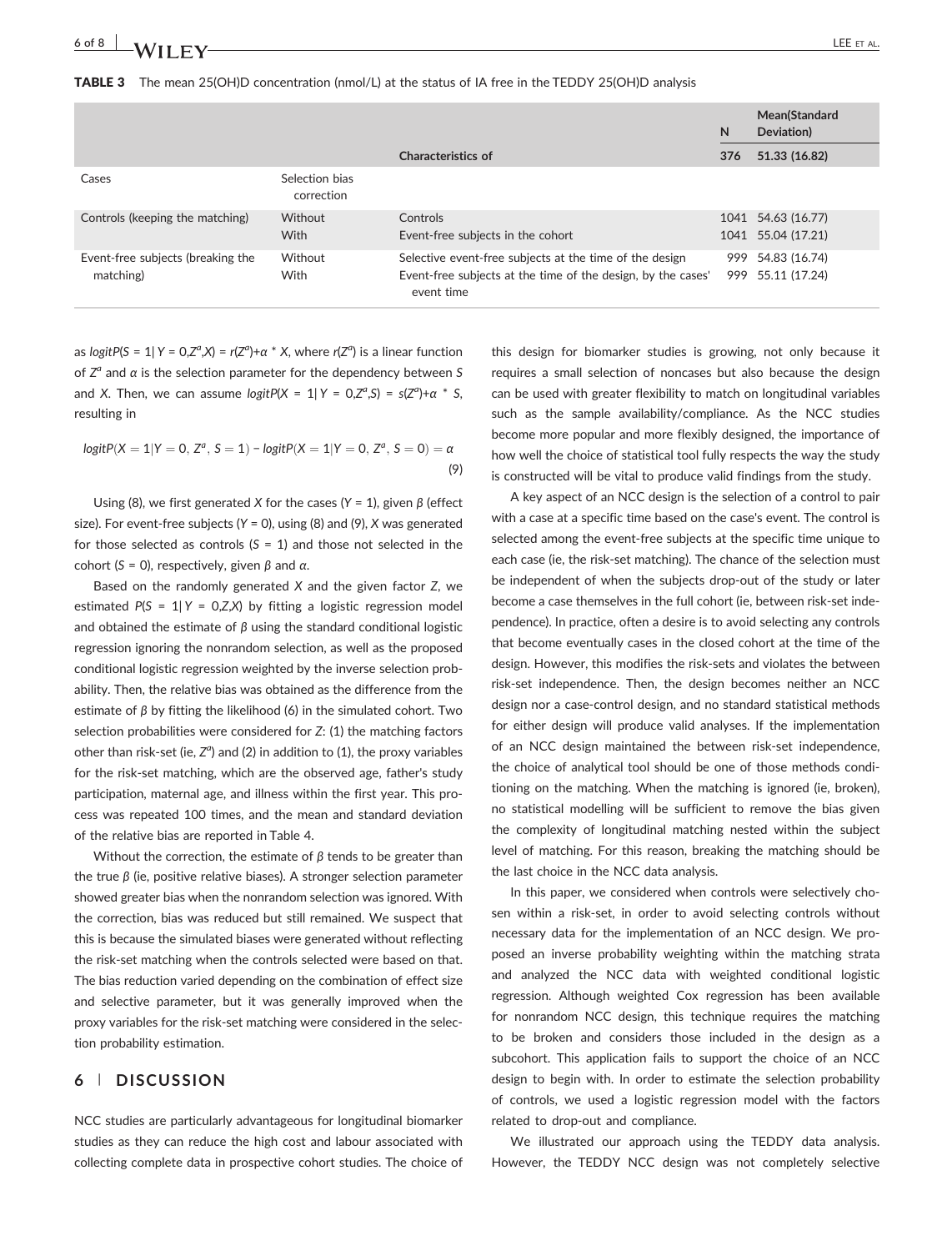**TABLE 3** The mean 25(OH)D concentration (nmol/L) at the status of IA free in the TEDDY 25(OH)D analysis

| | | Characteristics of | N | Mean(Standard Deviation) |
|---|---|---|---|---|
| Cases | Selection bias correction | | 376 | 51.33 (16.82) |
| Controls (keeping the matching) | Without | Controls | 1041 | 54.63 (16.77) |
| | With | Event-free subjects in the cohort | 1041 | 55.04 (17.21) |
| Event-free subjects (breaking the matching) | Without | Selective event-free subjects at the time of the design | 999 | 54.83 (16.74) |
| | With | Event-free subjects at the time of the design, by the cases' event time | 999 | 55.11 (17.24) |

as $logitP(S = 1| Y = 0,Z^a,X) = r(Z^a)+\alpha * X$, where $r(Z^a)$ is a linear function of $Z^a$ and $\alpha$ is the selection parameter for the dependency between $S$ and $X$. Then, we can assume $logitP(X = 1| Y = 0,Z^a,S) = s(Z^a)+\alpha * S$, resulting in

$$logitP(X = 1|Y = 0, Z^a, S = 1) - logitP(X = 1|Y = 0, Z^a, S = 0) = \alpha \tag{9}$$

Using (8), we first generated $X$ for the cases ($Y = 1$), given $\beta$ (effect size). For event-free subjects ($Y = 0$), using (8) and (9), $X$ was generated for those selected as controls ($S = 1$) and those not selected in the cohort ($S = 0$), respectively, given $\beta$ and $\alpha$.

Based on the randomly generated $X$ and the given factor $Z$, we estimated $P(S = 1| Y = 0,Z,X)$ by fitting a logistic regression model and obtained the estimate of $\beta$ using the standard conditional logistic regression ignoring the nonrandom selection, as well as the proposed conditional logistic regression weighted by the inverse selection probability. Then, the relative bias was obtained as the difference from the estimate of $\beta$ by fitting the likelihood (6) in the simulated cohort. Two selection probabilities were considered for $Z$: (1) the matching factors other than risk-set (ie, $Z^a$) and (2) in addition to (1), the proxy variables for the risk-set matching, which are the observed age, father's study participation, maternal age, and illness within the first year. This process was repeated 100 times, and the mean and standard deviation of the relative bias are reported in Table 4.

Without the correction, the estimate of $\beta$ tends to be greater than the true $\beta$ (ie, positive relative biases). A stronger selection parameter showed greater bias when the nonrandom selection was ignored. With the correction, bias was reduced but still remained. We suspect that this is because the simulated biases were generated without reflecting the risk-set matching when the controls selected were based on that. The bias reduction varied depending on the combination of effect size and selective parameter, but it was generally improved when the proxy variables for the risk-set matching were considered in the selection probability estimation.

## 6 | DISCUSSION

NCC studies are particularly advantageous for longitudinal biomarker studies as they can reduce the high cost and labour associated with collecting complete data in prospective cohort studies. The choice of this design for biomarker studies is growing, not only because it requires a small selection of noncases but also because the design can be used with greater flexibility to match on longitudinal variables such as the sample availability/compliance. As the NCC studies become more popular and more flexibly designed, the importance of how well the choice of statistical tool fully respects the way the study is constructed will be vital to produce valid findings from the study.

A key aspect of an NCC design is the selection of a control to pair with a case at a specific time based on the case's event. The control is selected among the event-free subjects at the specific time unique to each case (ie, the risk-set matching). The chance of the selection must be independent of when the subjects drop-out of the study or later become a case themselves in the full cohort (ie, between risk-set independence). In practice, often a desire is to avoid selecting any controls that become eventually cases in the closed cohort at the time of the design. However, this modifies the risk-sets and violates the between risk-set independence. Then, the design becomes neither an NCC design nor a case-control design, and no standard statistical methods for either design will produce valid analyses. If the implementation of an NCC design maintained the between risk-set independence, the choice of analytical tool should be one of those methods conditioning on the matching. When the matching is ignored (ie, broken), no statistical modelling will be sufficient to remove the bias given the complexity of longitudinal matching nested within the subject level of matching. For this reason, breaking the matching should be the last choice in the NCC data analysis.

In this paper, we considered when controls were selectively chosen within a risk-set, in order to avoid selecting controls without necessary data for the implementation of an NCC design. We proposed an inverse probability weighting within the matching strata and analyzed the NCC data with weighted conditional logistic regression. Although weighted Cox regression has been available for nonrandom NCC design, this technique requires the matching to be broken and considers those included in the design as a subcohort. This application fails to support the choice of an NCC design to begin with. In order to estimate the selection probability of controls, we used a logistic regression model with the factors related to drop-out and compliance.

We illustrated our approach using the TEDDY data analysis. However, the TEDDY NCC design was not completely selective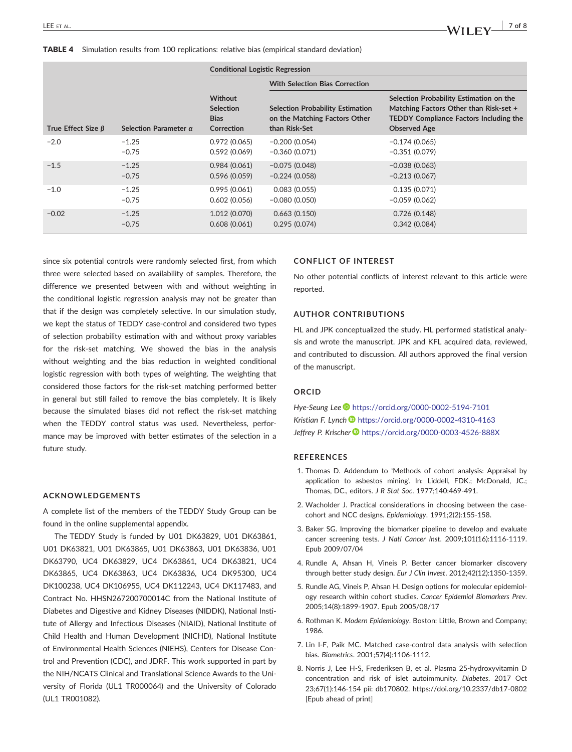**TABLE 4** Simulation results from 100 replications: relative bias (empirical standard deviation)

| | | Conditional Logistic Regression | | |
|---|---|---|---|---|
| | | | With Selection Bias Correction | |
| True Effect Size $\beta$ | Selection Parameter $\alpha$ | Without Selection Bias Correction | Selection Probability Estimation on the Matching Factors Other than Risk-Set | Selection Probability Estimation on the Matching Factors Other than Risk-set + TEDDY Compliance Factors Including the Observed Age |
| −2.0 | −1.25 | 0.972 (0.065) | −0.200 (0.054) | −0.174 (0.065) |
| | −0.75 | 0.592 (0.069) | −0.360 (0.071) | −0.351 (0.079) |
| −1.5 | −1.25 | 0.984 (0.061) | −0.075 (0.048) | −0.038 (0.063) |
| | −0.75 | 0.596 (0.059) | −0.224 (0.058) | −0.213 (0.067) |
| −1.0 | −1.25 | 0.995 (0.061) | 0.083 (0.055) | 0.135 (0.071) |
| | −0.75 | 0.602 (0.056) | −0.080 (0.050) | −0.059 (0.062) |
| −0.02 | −1.25 | 1.012 (0.070) | 0.663 (0.150) | 0.726 (0.148) |
| | −0.75 | 0.608 (0.061) | 0.295 (0.074) | 0.342 (0.084) |

since six potential controls were randomly selected first, from which three were selected based on availability of samples. Therefore, the difference we presented between with and without weighting in the conditional logistic regression analysis may not be greater than that if the design was completely selective. In our simulation study, we kept the status of TEDDY case-control and considered two types of selection probability estimation with and without proxy variables for the risk-set matching. We showed the bias in the analysis without weighting and the bias reduction in weighted conditional logistic regression with both types of weighting. The weighting that considered those factors for the risk-set matching performed better in general but still failed to remove the bias completely. It is likely because the simulated biases did not reflect the risk-set matching when the TEDDY control status was used. Nevertheless, performance may be improved with better estimates of the selection in a future study.

## ACKNOWLEDGEMENTS

A complete list of the members of the TEDDY Study Group can be found in the online supplemental appendix.

The TEDDY Study is funded by U01 DK63829, U01 DK63861, U01 DK63821, U01 DK63865, U01 DK63863, U01 DK63836, U01 DK63790, UC4 DK63829, UC4 DK63861, UC4 DK63821, UC4 DK63865, UC4 DK63863, UC4 DK63836, UC4 DK95300, UC4 DK100238, UC4 DK106955, UC4 DK112243, UC4 DK117483, and Contract No. HHSN267200700014C from the National Institute of Diabetes and Digestive and Kidney Diseases (NIDDK), National Institute of Allergy and Infectious Diseases (NIAID), National Institute of Child Health and Human Development (NICHD), National Institute of Environmental Health Sciences (NIEHS), Centers for Disease Control and Prevention (CDC), and JDRF. This work supported in part by the NIH/NCATS Clinical and Translational Science Awards to the University of Florida (UL1 TR000064) and the University of Colorado (UL1 TR001082).

## CONFLICT OF INTEREST

No other potential conflicts of interest relevant to this article were reported.

## AUTHOR CONTRIBUTIONS

HL and JPK conceptualized the study. HL performed statistical analysis and wrote the manuscript. JPK and KFL acquired data, reviewed, and contributed to discussion. All authors approved the final version of the manuscript.

## ORCID

*Hye-Seung Lee* https://orcid.org/0000-0002-5194-7101
*Kristian F. Lynch* https://orcid.org/0000-0002-4310-4163
*Jeffrey P. Krischer* https://orcid.org/0000-0003-4526-888X

## REFERENCES

1. Thomas D. Addendum to 'Methods of cohort analysis: Appraisal by application to asbestos mining'. In: Liddell, FDK.; McDonald, JC.; Thomas, DC., editors. *J R Stat Soc*. 1977;140:469-491.
2. Wacholder J. Practical considerations in choosing between the case-cohort and NCC designs. *Epidemiology*. 1991;2(2):155-158.
3. Baker SG. Improving the biomarker pipeline to develop and evaluate cancer screening tests. *J Natl Cancer Inst*. 2009;101(16):1116-1119. Epub 2009/07/04
4. Rundle A, Ahsan H, Vineis P. Better cancer biomarker discovery through better study design. *Eur J Clin Invest*. 2012;42(12):1350-1359.
5. Rundle AG, Vineis P, Ahsan H. Design options for molecular epidemiology research within cohort studies. *Cancer Epidemiol Biomarkers Prev*. 2005;14(8):1899-1907. Epub 2005/08/17
6. Rothman K. *Modern Epidemiology*. Boston: Little, Brown and Company; 1986.
7. Lin I-F, Paik MC. Matched case-control data analysis with selection bias. *Biometrics*. 2001;57(4):1106-1112.
8. Norris J, Lee H-S, Frederiksen B, et al. Plasma 25-hydroxyvitamin D concentration and risk of islet autoimmunity. *Diabetes*. 2017 Oct 23;67(1):146-154 pii: db170802. https://doi.org/10.2337/db17-0802 [Epub ahead of print]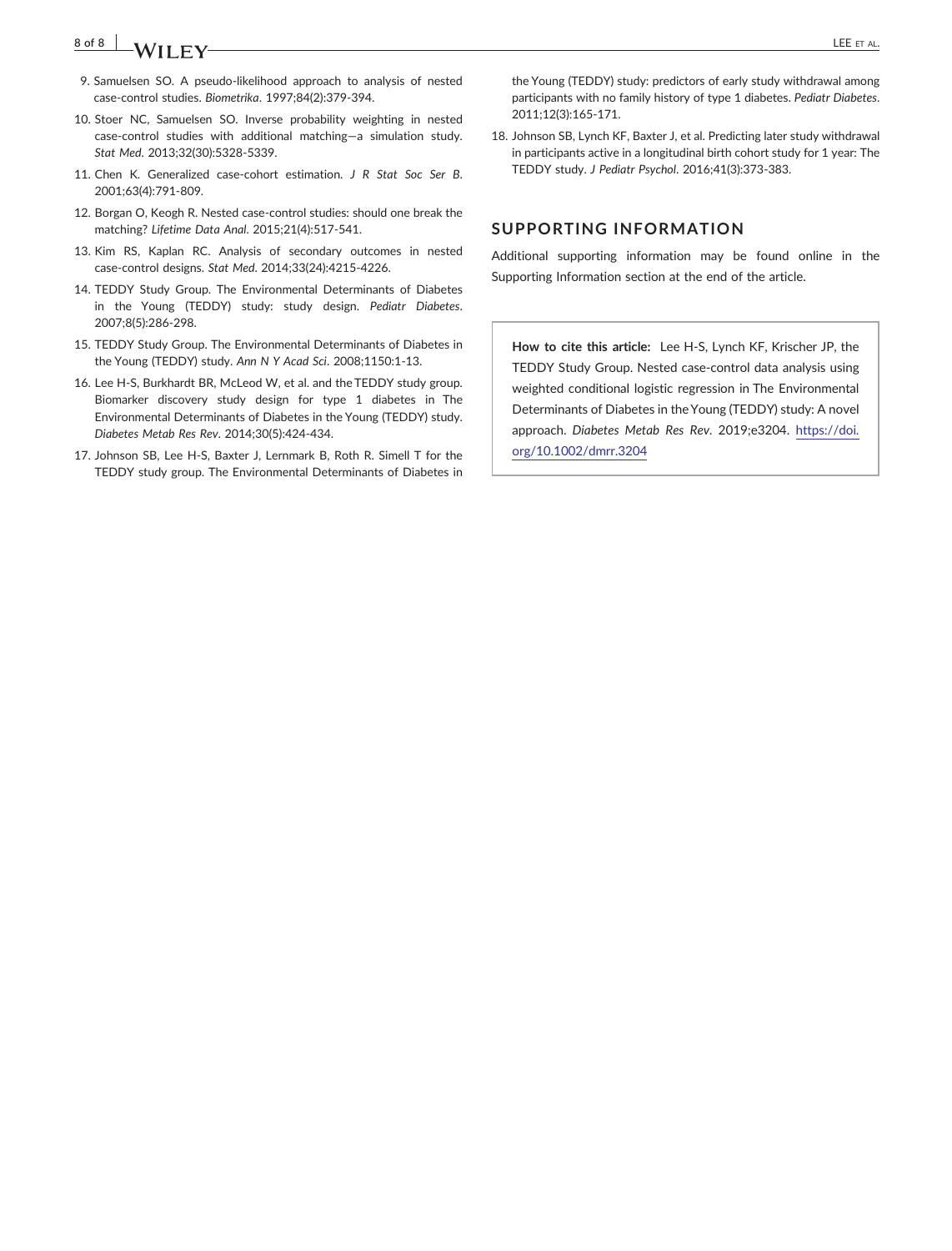9. Samuelsen SO. A pseudo-likelihood approach to analysis of nested case-control studies. *Biometrika*. 1997;84(2):379-394.
10. Stoer NC, Samuelsen SO. Inverse probability weighting in nested case-control studies with additional matching—a simulation study. *Stat Med*. 2013;32(30):5328-5339.
11. Chen K. Generalized case-cohort estimation. *J R Stat Soc Ser B*. 2001;63(4):791-809.
12. Borgan O, Keogh R. Nested case-control studies: should one break the matching? *Lifetime Data Anal*. 2015;21(4):517-541.
13. Kim RS, Kaplan RC. Analysis of secondary outcomes in nested case-control designs. *Stat Med*. 2014;33(24):4215-4226.
14. TEDDY Study Group. The Environmental Determinants of Diabetes in the Young (TEDDY) study: study design. *Pediatr Diabetes*. 2007;8(5):286-298.
15. TEDDY Study Group. The Environmental Determinants of Diabetes in the Young (TEDDY) study. *Ann N Y Acad Sci*. 2008;1150:1-13.
16. Lee H-S, Burkhardt BR, McLeod W, et al. and the TEDDY study group. Biomarker discovery study design for type 1 diabetes in The Environmental Determinants of Diabetes in the Young (TEDDY) study. *Diabetes Metab Res Rev*. 2014;30(5):424-434.
17. Johnson SB, Lee H-S, Baxter J, Lernmark B, Roth R. Simell T for the TEDDY study group. The Environmental Determinants of Diabetes in the Young (TEDDY) study: predictors of early study withdrawal among participants with no family history of type 1 diabetes. *Pediatr Diabetes*. 2011;12(3):165-171.
18. Johnson SB, Lynch KF, Baxter J, et al. Predicting later study withdrawal in participants active in a longitudinal birth cohort study for 1 year: The TEDDY study. *J Pediatr Psychol*. 2016;41(3):373-383.

## SUPPORTING INFORMATION

Additional supporting information may be found online in the Supporting Information section at the end of the article.

**How to cite this article:** Lee H-S, Lynch KF, Krischer JP, the TEDDY Study Group. Nested case-control data analysis using weighted conditional logistic regression in The Environmental Determinants of Diabetes in the Young (TEDDY) study: A novel approach. *Diabetes Metab Res Rev*. 2019;e3204. https://doi.org/10.1002/dmrr.3204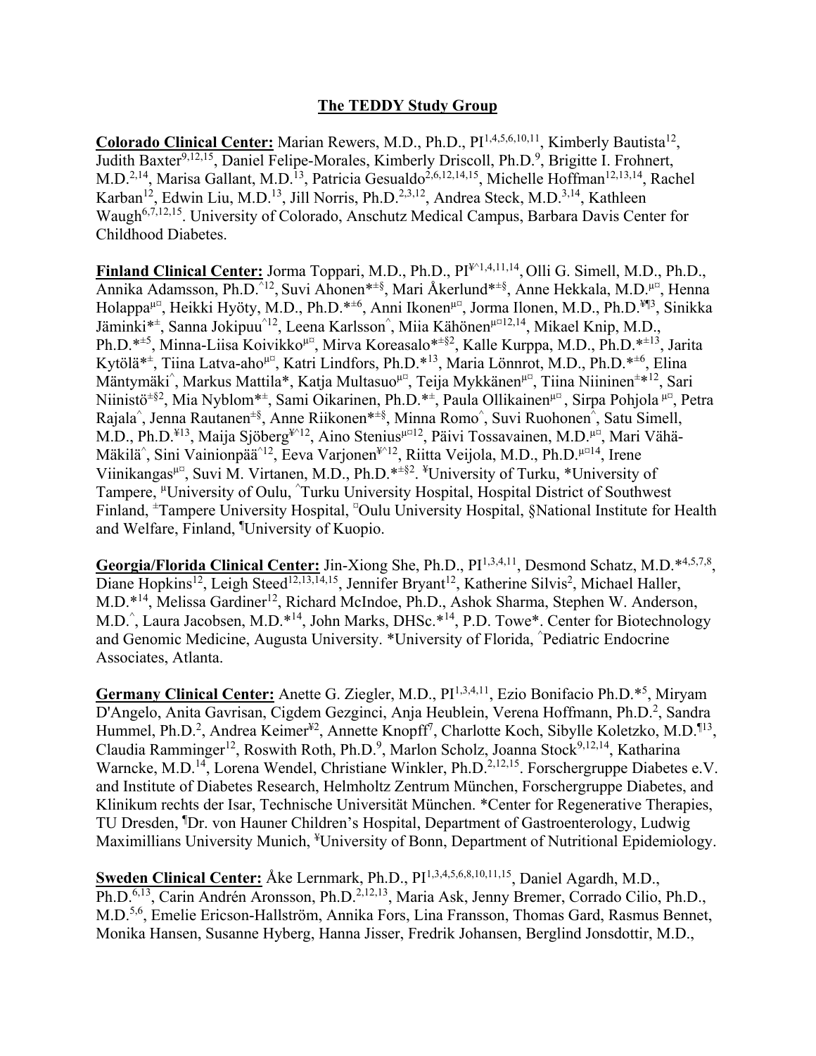## The TEDDY Study Group

**Colorado Clinical Center:** Marian Rewers, M.D., Ph.D., PI[1,4,5,6,10,11], Kimberly Bautista[12], Judith Baxter[9,12,15], Daniel Felipe-Morales, Kimberly Driscoll, Ph.D.[9], Brigitte I. Frohnert, M.D.[2,14], Marisa Gallant, M.D.[13], Patricia Gesualdo[2,6,12,14,15], Michelle Hoffman[12,13,14], Rachel Karban[12], Edwin Liu, M.D.[13], Jill Norris, Ph.D.[2,3,12], Andrea Steck, M.D.[3,14], Kathleen Waugh[6,7,12,15]. University of Colorado, Anschutz Medical Campus, Barbara Davis Center for Childhood Diabetes.

**Finland Clinical Center:** Jorma Toppari, M.D., Ph.D., PI[¥^1,4,11,14], Olli G. Simell, M.D., Ph.D., Annika Adamsson, Ph.D.[^12], Suvi Ahonen[*±§], Mari Åkerlund[*±§], Anne Hekkala, M.D.[µ¤], Henna Holappa[µ¤], Heikki Hyöty, M.D., Ph.D.[*±6], Anni Ikonen[µ¤], Jorma Ilonen, M.D., Ph.D.[¥¶3], Sinikka Jäminki[*±], Sanna Jokipuu[^12], Leena Karlsson[^], Miia Kähönen[µ¤12,14], Mikael Knip, M.D., Ph.D.[*±5], Minna-Liisa Koivikko[µ¤], Mirva Koreasalo[*±§2], Kalle Kurppa, M.D., Ph.D.[*±13], Jarita Kytölä[*±], Tiina Latva-aho[µ¤], Katri Lindfors, Ph.D.[*13], Maria Lönnrot, M.D., Ph.D.[*±6], Elina Mäntymäki[^], Markus Mattila[*], Katja Multasuo[µ¤], Teija Mykkänen[µ¤], Tiina Niininen[±*12], Sari Niinistö[±§2], Mia Nyblom[*±], Sami Oikarinen, Ph.D.[*±], Paula Ollikainen[µ¤], Sirpa Pohjola[µ¤], Petra Rajala[^], Jenna Rautanen[±§], Anne Riikonen[*±§], Minna Romo[^], Suvi Ruohonen[^], Satu Simell, M.D., Ph.D.[¥13], Maija Sjöberg[¥^12], Aino Stenius[µ¤12], Päivi Tossavainen, M.D.[µ¤], Mari Vähä-Mäkilä[^], Sini Vainionpää[^12], Eeva Varjonen[¥^12], Riitta Veijola, M.D., Ph.D.[µ¤14], Irene Viinikangas[µ¤], Suvi M. Virtanen, M.D., Ph.D.[*±§2]. [¥]University of Turku, [*]University of Tampere, [µ]University of Oulu, [^]Turku University Hospital, Hospital District of Southwest Finland, [±]Tampere University Hospital, [¤]Oulu University Hospital, §National Institute for Health and Welfare, Finland, [¶]University of Kuopio.

**Georgia/Florida Clinical Center:** Jin-Xiong She, Ph.D., PI[1,3,4,11], Desmond Schatz, M.D.[*4,5,7,8], Diane Hopkins[12], Leigh Steed[12,13,14,15], Jennifer Bryant[12], Katherine Silvis[2], Michael Haller, M.D.[*14], Melissa Gardiner[12], Richard McIndoe, Ph.D., Ashok Sharma, Stephen W. Anderson, M.D.[^], Laura Jacobsen, M.D.[*14], John Marks, DHSc.[*14], P.D. Towe[*]. Center for Biotechnology and Genomic Medicine, Augusta University. [*]University of Florida, [^]Pediatric Endocrine Associates, Atlanta.

**Germany Clinical Center:** Anette G. Ziegler, M.D., PI[1,3,4,11], Ezio Bonifacio Ph.D.[*5], Miryam D'Angelo, Anita Gavrisan, Cigdem Gezginci, Anja Heublein, Verena Hoffmann, Ph.D.[2], Sandra Hummel, Ph.D.[2], Andrea Keimer[¥2], Annette Knopff[7], Charlotte Koch, Sibylle Koletzko, M.D.[¶13], Claudia Ramminger[12], Roswith Roth, Ph.D.[9], Marlon Scholz, Joanna Stock[9,12,14], Katharina Warncke, M.D.[14], Lorena Wendel, Christiane Winkler, Ph.D.[2,12,15]. Forschergruppe Diabetes e.V. and Institute of Diabetes Research, Helmholtz Zentrum München, Forschergruppe Diabetes, and Klinikum rechts der Isar, Technische Universität München. [*]Center for Regenerative Therapies, TU Dresden, [¶]Dr. von Hauner Children's Hospital, Department of Gastroenterology, Ludwig Maximillians University Munich, [¥]University of Bonn, Department of Nutritional Epidemiology.

**Sweden Clinical Center:** Åke Lernmark, Ph.D., PI[1,3,4,5,6,8,10,11,15], Daniel Agardh, M.D., Ph.D.[6,13], Carin Andrén Aronsson, Ph.D.[2,12,13], Maria Ask, Jenny Bremer, Corrado Cilio, Ph.D., M.D.[5,6], Emelie Ericson-Hallström, Annika Fors, Lina Fransson, Thomas Gard, Rasmus Bennet, Monika Hansen, Susanne Hyberg, Hanna Jisser, Fredrik Johansen, Berglind Jonsdottir, M.D.,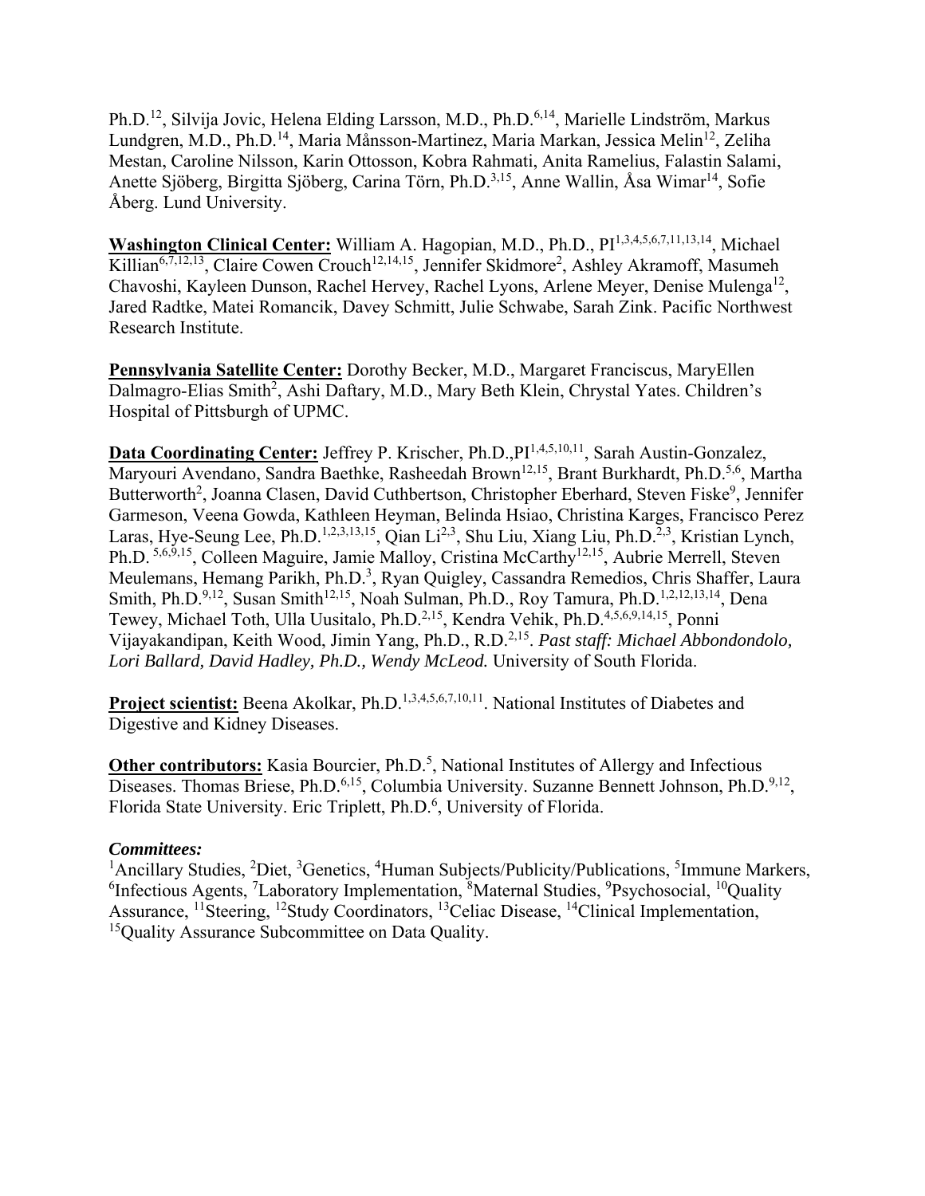Ph.D.[12], Silvija Jovic, Helena Elding Larsson, M.D., Ph.D.[6,14], Marielle Lindström, Markus Lundgren, M.D., Ph.D.[14], Maria Månsson-Martinez, Maria Markan, Jessica Melin[12], Zeliha Mestan, Caroline Nilsson, Karin Ottosson, Kobra Rahmati, Anita Ramelius, Falastin Salami, Anette Sjöberg, Birgitta Sjöberg, Carina Törn, Ph.D.[3,15], Anne Wallin, Åsa Wimar[14], Sofie Åberg. Lund University.

**Washington Clinical Center:** William A. Hagopian, M.D., Ph.D., PI[1,3,4,5,6,7,11,13,14], Michael Killian[6,7,12,13], Claire Cowen Crouch[12,14,15], Jennifer Skidmore[2], Ashley Akramoff, Masumeh Chavoshi, Kayleen Dunson, Rachel Hervey, Rachel Lyons, Arlene Meyer, Denise Mulenga[12], Jared Radtke, Matei Romancik, Davey Schmitt, Julie Schwabe, Sarah Zink. Pacific Northwest Research Institute.

**Pennsylvania Satellite Center:** Dorothy Becker, M.D., Margaret Franciscus, MaryEllen Dalmagro-Elias Smith[2], Ashi Daftary, M.D., Mary Beth Klein, Chrystal Yates. Children's Hospital of Pittsburgh of UPMC.

**Data Coordinating Center:** Jeffrey P. Krischer, Ph.D.,PI[1,4,5,10,11], Sarah Austin-Gonzalez, Maryouri Avendano, Sandra Baethke, Rasheedah Brown[12,15], Brant Burkhardt, Ph.D.[5,6], Martha Butterworth[2], Joanna Clasen, David Cuthbertson, Christopher Eberhard, Steven Fiske[9], Jennifer Garmeson, Veena Gowda, Kathleen Heyman, Belinda Hsiao, Christina Karges, Francisco Perez Laras, Hye-Seung Lee, Ph.D.[1,2,3,13,15], Qian Li[2,3], Shu Liu, Xiang Liu, Ph.D.[2,3], Kristian Lynch, Ph.D. [5,6,9,15], Colleen Maguire, Jamie Malloy, Cristina McCarthy[12,15], Aubrie Merrell, Steven Meulemans, Hemang Parikh, Ph.D.[3], Ryan Quigley, Cassandra Remedios, Chris Shaffer, Laura Smith, Ph.D.[9,12], Susan Smith[12,15], Noah Sulman, Ph.D., Roy Tamura, Ph.D.[1,2,12,13,14], Dena Tewey, Michael Toth, Ulla Uusitalo, Ph.D.[2,15], Kendra Vehik, Ph.D.[4,5,6,9,14,15], Ponni Vijayakandipan, Keith Wood, Jimin Yang, Ph.D., R.D.[2,15]. *Past staff: Michael Abbondondolo, Lori Ballard, David Hadley, Ph.D., Wendy McLeod.* University of South Florida.

**Project scientist:** Beena Akolkar, Ph.D.[1,3,4,5,6,7,10,11]. National Institutes of Diabetes and Digestive and Kidney Diseases.

**Other contributors:** Kasia Bourcier, Ph.D.[5], National Institutes of Allergy and Infectious Diseases. Thomas Briese, Ph.D.[6,15], Columbia University. Suzanne Bennett Johnson, Ph.D.[9,12], Florida State University. Eric Triplett, Ph.D.[6], University of Florida.

***Committees:***

[1]Ancillary Studies, [2]Diet, [3]Genetics, [4]Human Subjects/Publicity/Publications, [5]Immune Markers, [6]Infectious Agents, [7]Laboratory Implementation, [8]Maternal Studies, [9]Psychosocial, [10]Quality Assurance, [11]Steering, [12]Study Coordinators, [13]Celiac Disease, [14]Clinical Implementation, [15]Quality Assurance Subcommittee on Data Quality.